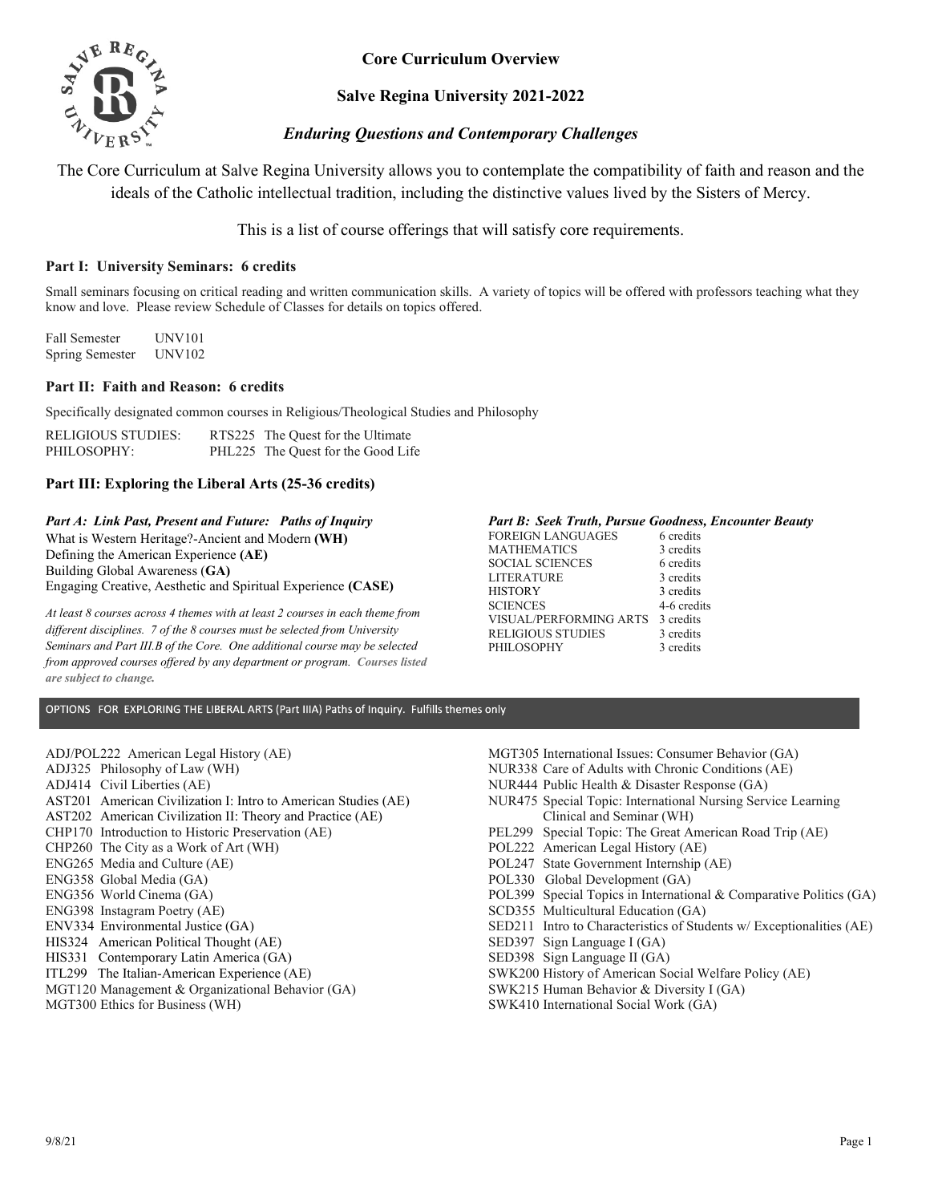# Core Curriculum Overview

## Salve Regina University 2021-2022

### *Enduring Questions and Contemporary Challenges*

The Core Curriculum at Salve Regina University allows you to contemplate the compatibility of faith and reason and the ideals of the Catholic intellectual tradition, including the distinctive values lived by the Sisters of Mercy.

This is a list of course offerings that will satisfy core requirements.

### Part I: University Seminars: 6 credits

Small seminars focusing on critical reading and written communication skills. A variety of topics will be offered with professors teaching what they know and love. Please review Schedule of Classes for details on topics offered.

| | |
|---|---|
| Fall Semester | UNV101 |
| Spring Semester | UNV102 |

### Part II: Faith and Reason: 6 credits

Specifically designated common courses in Religious/Theological Studies and Philosophy

| | |
|---|---|
| RELIGIOUS STUDIES: | RTS225 The Quest for the Ultimate |
| PHILOSOPHY: | PHL225 The Quest for the Good Life |

### Part III: Exploring the Liberal Arts (25-36 credits)

#### *Part A: Link Past, Present and Future: Paths of Inquiry*

What is Western Heritage?-Ancient and Modern **(WH)**
Defining the American Experience **(AE)**
Building Global Awareness (**GA)**
Engaging Creative, Aesthetic and Spiritual Experience **(CASE)**

*At least 8 courses across 4 themes with at least 2 courses in each theme from different disciplines. 7 of the 8 courses must be selected from University Seminars and Part III.B of the Core. One additional course may be selected from approved courses offered by any department or program.* ***Courses listed are subject to change.***

#### *Part B: Seek Truth, Pursue Goodness, Encounter Beauty*

| | |
|---|---|
| FOREIGN LANGUAGES | 6 credits |
| MATHEMATICS | 3 credits |
| SOCIAL SCIENCES | 6 credits |
| LITERATURE | 3 credits |
| HISTORY | 3 credits |
| SCIENCES | 4-6 credits |
| VISUAL/PERFORMING ARTS | 3 credits |
| RELIGIOUS STUDIES | 3 credits |
| PHILOSOPHY | 3 credits |

#### OPTIONS FOR EXPLORING THE LIBERAL ARTS (Part IIIA) Paths of Inquiry. Fulfills themes only

- ADJ/POL222 American Legal History (AE)
- ADJ325 Philosophy of Law (WH)
- ADJ414 Civil Liberties (AE)
- AST201 American Civilization I: Intro to American Studies (AE)
- AST202 American Civilization II: Theory and Practice (AE)
- CHP170 Introduction to Historic Preservation (AE)
- CHP260 The City as a Work of Art (WH)
- ENG265 Media and Culture (AE)
- ENG358 Global Media (GA)
- ENG356 World Cinema (GA)
- ENG398 Instagram Poetry (AE)
- ENV334 Environmental Justice (GA)
- HIS324 American Political Thought (AE)
- HIS331 Contemporary Latin America (GA)
- ITL299 The Italian-American Experience (AE)
- MGT120 Management & Organizational Behavior (GA)
- MGT300 Ethics for Business (WH)
- MGT305 International Issues: Consumer Behavior (GA)
- NUR338 Care of Adults with Chronic Conditions (AE)
- NUR444 Public Health & Disaster Response (GA)
- NUR475 Special Topic: International Nursing Service Learning Clinical and Seminar (WH)
- PEL299 Special Topic: The Great American Road Trip (AE)
- POL222 American Legal History (AE)
- POL247 State Government Internship (AE)
- POL330 Global Development (GA)
- POL399 Special Topics in International & Comparative Politics (GA)
- SCD355 Multicultural Education (GA)
- SED211 Intro to Characteristics of Students w/ Exceptionalities (AE)
- SED397 Sign Language I (GA)
- SED398 Sign Language II (GA)
- SWK200 History of American Social Welfare Policy (AE)
- SWK215 Human Behavior & Diversity I (GA)
- SWK410 International Social Work (GA)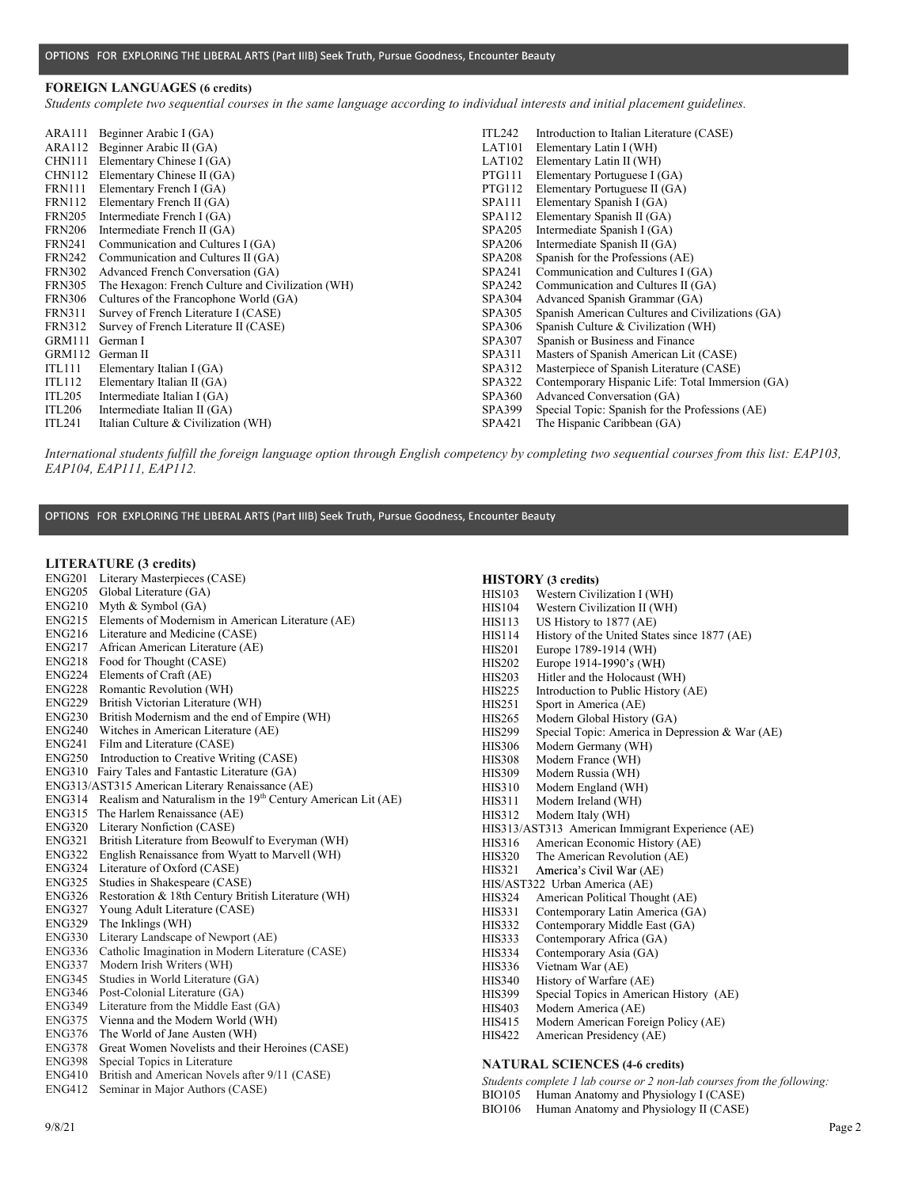## OPTIONS FOR EXPLORING THE LIBERAL ARTS (Part IIIB) Seek Truth, Pursue Goodness, Encounter Beauty

### FOREIGN LANGUAGES (6 credits)

*Students complete two sequential courses in the same language according to individual interests and initial placement guidelines.*

ARA111 Beginner Arabic I (GA)
ARA112 Beginner Arabic II (GA)
CHN111 Elementary Chinese I (GA)
CHN112 Elementary Chinese II (GA)
FRN111 Elementary French I (GA)
FRN112 Elementary French II (GA)
FRN205 Intermediate French I (GA)
FRN206 Intermediate French II (GA)
FRN241 Communication and Cultures I (GA)
FRN242 Communication and Cultures II (GA)
FRN302 Advanced French Conversation (GA)
FRN305 The Hexagon: French Culture and Civilization (WH)
FRN306 Cultures of the Francophone World (GA)
FRN311 Survey of French Literature I (CASE)
FRN312 Survey of French Literature II (CASE)
GRM111 German I
GRM112 German II
ITL111 Elementary Italian I (GA)
ITL112 Elementary Italian II (GA)
ITL205 Intermediate Italian I (GA)
ITL206 Intermediate Italian II (GA)
ITL241 Italian Culture & Civilization (WH)
ITL242 Introduction to Italian Literature (CASE)
LAT101 Elementary Latin I (WH)
LAT102 Elementary Latin II (WH)
PTG111 Elementary Portuguese I (GA)
PTG112 Elementary Portuguese II (GA)
SPA111 Elementary Spanish I (GA)
SPA112 Elementary Spanish II (GA)
SPA205 Intermediate Spanish I (GA)
SPA206 Intermediate Spanish II (GA)
SPA208 Spanish for the Professions (AE)
SPA241 Communication and Cultures I (GA)
SPA242 Communication and Cultures II (GA)
SPA304 Advanced Spanish Grammar (GA)
SPA305 Spanish American Cultures and Civilizations (GA)
SPA306 Spanish Culture & Civilization (WH)
SPA307 Spanish or Business and Finance
SPA311 Masters of Spanish American Lit (CASE)
SPA312 Masterpiece of Spanish Literature (CASE)
SPA322 Contemporary Hispanic Life: Total Immersion (GA)
SPA360 Advanced Conversation (GA)
SPA399 Special Topic: Spanish for the Professions (AE)
SPA421 The Hispanic Caribbean (GA)

*International students fulfill the foreign language option through English competency by completing two sequential courses from this list: EAP103, EAP104, EAP111, EAP112.*

## OPTIONS FOR EXPLORING THE LIBERAL ARTS (Part IIIB) Seek Truth, Pursue Goodness, Encounter Beauty

### LITERATURE (3 credits)

ENG201 Literary Masterpieces (CASE)
ENG205 Global Literature (GA)
ENG210 Myth & Symbol (GA)
ENG215 Elements of Modernism in American Literature (AE)
ENG216 Literature and Medicine (CASE)
ENG217 African American Literature (AE)
ENG218 Food for Thought (CASE)
ENG224 Elements of Craft (AE)
ENG228 Romantic Revolution (WH)
ENG229 British Victorian Literature (WH)
ENG230 British Modernism and the end of Empire (WH)
ENG240 Witches in American Literature (AE)
ENG241 Film and Literature (CASE)
ENG250 Introduction to Creative Writing (CASE)
ENG310 Fairy Tales and Fantastic Literature (GA)
ENG313/AST315 American Literary Renaissance (AE)
ENG314 Realism and Naturalism in the 19th Century American Lit (AE)
ENG315 The Harlem Renaissance (AE)
ENG320 Literary Nonfiction (CASE)
ENG321 British Literature from Beowulf to Everyman (WH)
ENG322 English Renaissance from Wyatt to Marvell (WH)
ENG324 Literature of Oxford (CASE)
ENG325 Studies in Shakespeare (CASE)
ENG326 Restoration & 18th Century British Literature (WH)
ENG327 Young Adult Literature (CASE)
ENG329 The Inklings (WH)
ENG330 Literary Landscape of Newport (AE)
ENG336 Catholic Imagination in Modern Literature (CASE)
ENG337 Modern Irish Writers (WH)
ENG345 Studies in World Literature (GA)
ENG346 Post-Colonial Literature (GA)
ENG349 Literature from the Middle East (GA)
ENG375 Vienna and the Modern World (WH)
ENG376 The World of Jane Austen (WH)
ENG378 Great Women Novelists and their Heroines (CASE)
ENG398 Special Topics in Literature
ENG410 British and American Novels after 9/11 (CASE)
ENG412 Seminar in Major Authors (CASE)

### HISTORY (3 credits)

HIS103 Western Civilization I (WH)
HIS104 Western Civilization II (WH)
HIS113 US History to 1877 (AE)
HIS114 History of the United States since 1877 (AE)
HIS201 Europe 1789-1914 (WH)
HIS202 Europe 1914-1990's (WH)
HIS203 Hitler and the Holocaust (WH)
HIS225 Introduction to Public History (AE)
HIS251 Sport in America (AE)
HIS265 Modern Global History (GA)
HIS299 Special Topic: America in Depression & War (AE)
HIS306 Modern Germany (WH)
HIS308 Modern France (WH)
HIS309 Modern Russia (WH)
HIS310 Modern England (WH)
HIS311 Modern Ireland (WH)
HIS312 Modern Italy (WH)
HIS313/AST313 American Immigrant Experience (AE)
HIS316 American Economic History (AE)
HIS320 The American Revolution (AE)
HIS321 America's Civil War (AE)
HIS/AST322 Urban America (AE)
HIS324 American Political Thought (AE)
HIS331 Contemporary Latin America (GA)
HIS332 Contemporary Middle East (GA)
HIS333 Contemporary Africa (GA)
HIS334 Contemporary Asia (GA)
HIS336 Vietnam War (AE)
HIS340 History of Warfare (AE)
HIS399 Special Topics in American History (AE)
HIS403 Modern America (AE)
HIS415 Modern American Foreign Policy (AE)
HIS422 American Presidency (AE)

### NATURAL SCIENCES (4-6 credits)

*Students complete 1 lab course or 2 non-lab courses from the following:*

BIO105 Human Anatomy and Physiology I (CASE)
BIO106 Human Anatomy and Physiology II (CASE)

9/8/21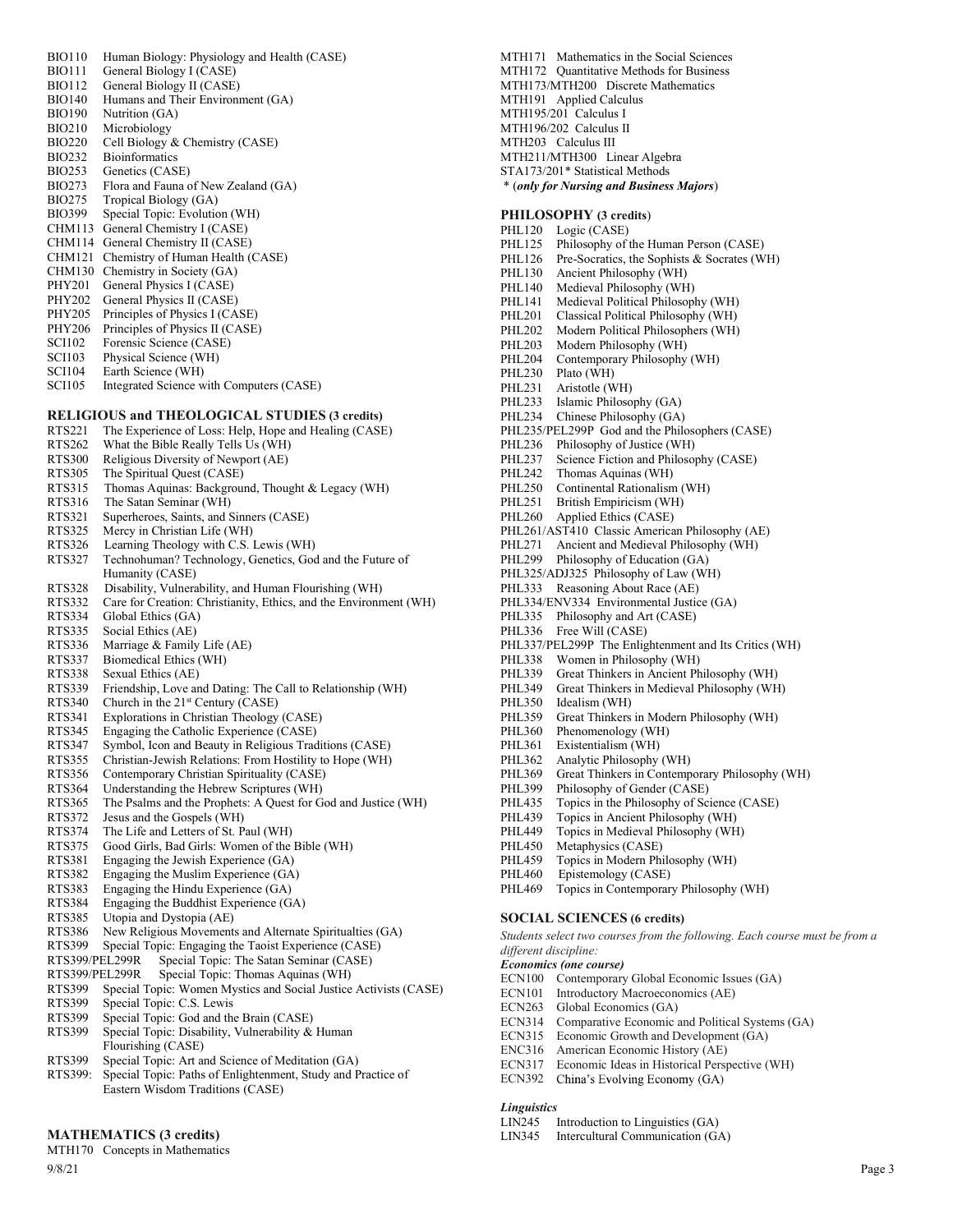BIO110 Human Biology: Physiology and Health (CASE)
BIO111 General Biology I (CASE)
BIO112 General Biology II (CASE)
BIO140 Humans and Their Environment (GA)
BIO190 Nutrition (GA)
BIO210 Microbiology
BIO220 Cell Biology & Chemistry (CASE)
BIO232 Bioinformatics
BIO253 Genetics (CASE)
BIO273 Flora and Fauna of New Zealand (GA)
BIO275 Tropical Biology (GA)
BIO399 Special Topic: Evolution (WH)
CHM113 General Chemistry I (CASE)
CHM114 General Chemistry II (CASE)
CHM121 Chemistry of Human Health (CASE)
CHM130 Chemistry in Society (GA)
PHY201 General Physics I (CASE)
PHY202 General Physics II (CASE)
PHY205 Principles of Physics I (CASE)
PHY206 Principles of Physics II (CASE)
SCI102 Forensic Science (CASE)
SCI103 Physical Science (WH)
SCI104 Earth Science (WH)
SCI105 Integrated Science with Computers (CASE)

## RELIGIOUS and THEOLOGICAL STUDIES (3 credits)

RTS221 The Experience of Loss: Help, Hope and Healing (CASE)
RTS262 What the Bible Really Tells Us (WH)
RTS300 Religious Diversity of Newport (AE)
RTS305 The Spiritual Quest (CASE)
RTS315 Thomas Aquinas: Background, Thought & Legacy (WH)
RTS316 The Satan Seminar (WH)
RTS321 Superheroes, Saints, and Sinners (CASE)
RTS325 Mercy in Christian Life (WH)
RTS326 Learning Theology with C.S. Lewis (WH)
RTS327 Technohuman? Technology, Genetics, God and the Future of Humanity (CASE)
RTS328 Disability, Vulnerability, and Human Flourishing (WH)
RTS332 Care for Creation: Christianity, Ethics, and the Environment (WH)
RTS334 Global Ethics (GA)
RTS335 Social Ethics (AE)
RTS336 Marriage & Family Life (AE)
RTS337 Biomedical Ethics (WH)
RTS338 Sexual Ethics (AE)
RTS339 Friendship, Love and Dating: The Call to Relationship (WH)
RTS340 Church in the 21st Century (CASE)
RTS341 Explorations in Christian Theology (CASE)
RTS345 Engaging the Catholic Experience (CASE)
RTS347 Symbol, Icon and Beauty in Religious Traditions (CASE)
RTS355 Christian-Jewish Relations: From Hostility to Hope (WH)
RTS356 Contemporary Christian Spirituality (CASE)
RTS364 Understanding the Hebrew Scriptures (WH)
RTS365 The Psalms and the Prophets: A Quest for God and Justice (WH)
RTS372 Jesus and the Gospels (WH)
RTS374 The Life and Letters of St. Paul (WH)
RTS375 Good Girls, Bad Girls: Women of the Bible (WH)
RTS381 Engaging the Jewish Experience (GA)
RTS382 Engaging the Muslim Experience (GA)
RTS383 Engaging the Hindu Experience (GA)
RTS384 Engaging the Buddhist Experience (GA)
RTS385 Utopia and Dystopia (AE)
RTS386 New Religious Movements and Alternate Spiritualties (GA)
RTS399 Special Topic: Engaging the Taoist Experience (CASE)
RTS399/PEL299R Special Topic: The Satan Seminar (CASE)
RTS399/PEL299R Special Topic: Thomas Aquinas (WH)
RTS399 Special Topic: Women Mystics and Social Justice Activists (CASE)
RTS399 Special Topic: C.S. Lewis
RTS399 Special Topic: God and the Brain (CASE)
RTS399 Special Topic: Disability, Vulnerability & Human Flourishing (CASE)
RTS399 Special Topic: Art and Science of Meditation (GA)
RTS399: Special Topic: Paths of Enlightenment, Study and Practice of Eastern Wisdom Traditions (CASE)

## MATHEMATICS (3 credits)

MTH170 Concepts in Mathematics
MTH171 Mathematics in the Social Sciences
MTH172 Quantitative Methods for Business
MTH173/MTH200 Discrete Mathematics
MTH191 Applied Calculus
MTH195/201 Calculus I
MTH196/202 Calculus II
MTH203 Calculus III
MTH211/MTH300 Linear Algebra
STA173/201* Statistical Methods
\* (***only for Nursing and Business Majors***)

## PHILOSOPHY (3 credits)

PHL120 Logic (CASE)
PHL125 Philosophy of the Human Person (CASE)
PHL126 Pre-Socratics, the Sophists & Socrates (WH)
PHL130 Ancient Philosophy (WH)
PHL140 Medieval Philosophy (WH)
PHL141 Medieval Political Philosophy (WH)
PHL201 Classical Political Philosophy (WH)
PHL202 Modern Political Philosophers (WH)
PHL203 Modern Philosophy (WH)
PHL204 Contemporary Philosophy (WH)
PHL230 Plato (WH)
PHL231 Aristotle (WH)
PHL233 Islamic Philosophy (GA)
PHL234 Chinese Philosophy (GA)
PHL235/PEL299P God and the Philosophers (CASE)
PHL236 Philosophy of Justice (WH)
PHL237 Science Fiction and Philosophy (CASE)
PHL242 Thomas Aquinas (WH)
PHL250 Continental Rationalism (WH)
PHL251 British Empiricism (WH)
PHL260 Applied Ethics (CASE)
PHL261/AST410 Classic American Philosophy (AE)
PHL271 Ancient and Medieval Philosophy (WH)
PHL299 Philosophy of Education (GA)
PHL325/ADJ325 Philosophy of Law (WH)
PHL333 Reasoning About Race (AE)
PHL334/ENV334 Environmental Justice (GA)
PHL335 Philosophy and Art (CASE)
PHL336 Free Will (CASE)
PHL337/PEL299P The Enlightenment and Its Critics (WH)
PHL338 Women in Philosophy (WH)
PHL339 Great Thinkers in Ancient Philosophy (WH)
PHL349 Great Thinkers in Medieval Philosophy (WH)
PHL350 Idealism (WH)
PHL359 Great Thinkers in Modern Philosophy (WH)
PHL360 Phenomenology (WH)
PHL361 Existentialism (WH)
PHL362 Analytic Philosophy (WH)
PHL369 Great Thinkers in Contemporary Philosophy (WH)
PHL399 Philosophy of Gender (CASE)
PHL435 Topics in the Philosophy of Science (CASE)
PHL439 Topics in Ancient Philosophy (WH)
PHL449 Topics in Medieval Philosophy (WH)
PHL450 Metaphysics (CASE)
PHL459 Topics in Modern Philosophy (WH)
PHL460 Epistemology (CASE)
PHL469 Topics in Contemporary Philosophy (WH)

## SOCIAL SCIENCES (6 credits)

*Students select two courses from the following. Each course must be from a different discipline:*

***Economics (one course)***

ECN100 Contemporary Global Economic Issues (GA)
ECN101 Introductory Macroeconomics (AE)
ECN263 Global Economics (GA)
ECN314 Comparative Economic and Political Systems (GA)
ECN315 Economic Growth and Development (GA)
ENC316 American Economic History (AE)
ECN317 Economic Ideas in Historical Perspective (WH)
ECN392 China's Evolving Economy (GA)

***Linguistics***

LIN245 Introduction to Linguistics (GA)
LIN345 Intercultural Communication (GA)

9/8/21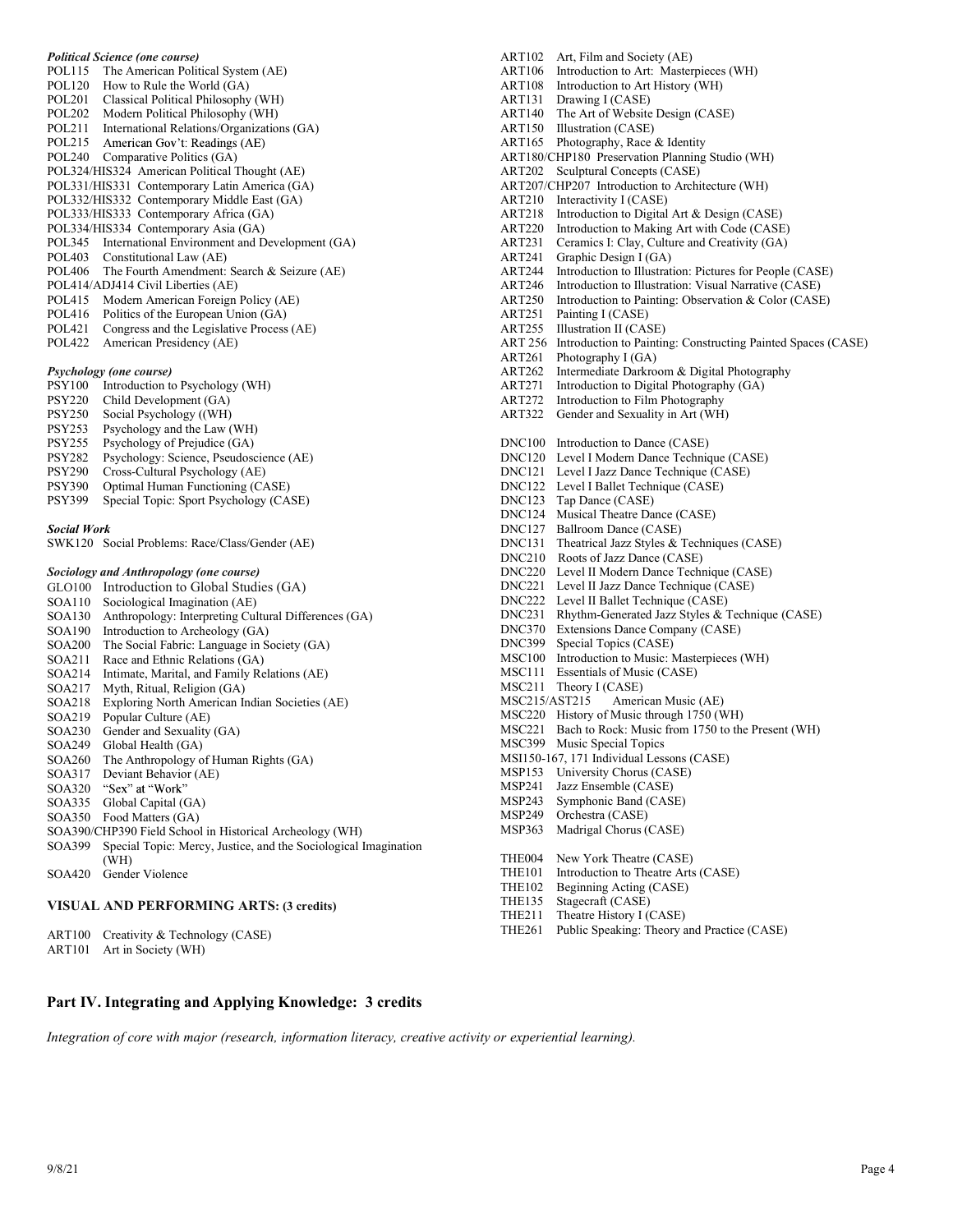***Political Science (one course)***

POL115 The American Political System (AE)
POL120 How to Rule the World (GA)
POL201 Classical Political Philosophy (WH)
POL202 Modern Political Philosophy (WH)
POL211 International Relations/Organizations (GA)
POL215 American Gov't: Readings (AE)
POL240 Comparative Politics (GA)
POL324/HIS324 American Political Thought (AE)
POL331/HIS331 Contemporary Latin America (GA)
POL332/HIS332 Contemporary Middle East (GA)
POL333/HIS333 Contemporary Africa (GA)
POL334/HIS334 Contemporary Asia (GA)
POL345 International Environment and Development (GA)
POL403 Constitutional Law (AE)
POL406 The Fourth Amendment: Search & Seizure (AE)
POL414/ADJ414 Civil Liberties (AE)
POL415 Modern American Foreign Policy (AE)
POL416 Politics of the European Union (GA)
POL421 Congress and the Legislative Process (AE)
POL422 American Presidency (AE)

***Psychology (one course)***

PSY100 Introduction to Psychology (WH)
PSY220 Child Development (GA)
PSY250 Social Psychology ((WH)
PSY253 Psychology and the Law (WH)
PSY255 Psychology of Prejudice (GA)
PSY282 Psychology: Science, Pseudoscience (AE)
PSY290 Cross-Cultural Psychology (AE)
PSY390 Optimal Human Functioning (CASE)
PSY399 Special Topic: Sport Psychology (CASE)

***Social Work***

SWK120 Social Problems: Race/Class/Gender (AE)

***Sociology and Anthropology (one course)***

GLO100 Introduction to Global Studies (GA)
SOA110 Sociological Imagination (AE)
SOA130 Anthropology: Interpreting Cultural Differences (GA)
SOA190 Introduction to Archeology (GA)
SOA200 The Social Fabric: Language in Society (GA)
SOA211 Race and Ethnic Relations (GA)
SOA214 Intimate, Marital, and Family Relations (AE)
SOA217 Myth, Ritual, Religion (GA)
SOA218 Exploring North American Indian Societies (AE)
SOA219 Popular Culture (AE)
SOA230 Gender and Sexuality (GA)
SOA249 Global Health (GA)
SOA260 The Anthropology of Human Rights (GA)
SOA317 Deviant Behavior (AE)
SOA320 "Sex" at "Work"
SOA335 Global Capital (GA)
SOA350 Food Matters (GA)
SOA390/CHP390 Field School in Historical Archeology (WH)
SOA399 Special Topic: Mercy, Justice, and the Sociological Imagination (WH)
SOA420 Gender Violence

**VISUAL AND PERFORMING ARTS: (3 credits)**

ART100 Creativity & Technology (CASE)
ART101 Art in Society (WH)
ART102 Art, Film and Society (AE)
ART106 Introduction to Art: Masterpieces (WH)
ART108 Introduction to Art History (WH)
ART131 Drawing I (CASE)
ART140 The Art of Website Design (CASE)
ART150 Illustration (CASE)
ART165 Photography, Race & Identity
ART180/CHP180 Preservation Planning Studio (WH)
ART202 Sculptural Concepts (CASE)
ART207/CHP207 Introduction to Architecture (WH)
ART210 Interactivity I (CASE)
ART218 Introduction to Digital Art & Design (CASE)
ART220 Introduction to Making Art with Code (CASE)
ART231 Ceramics I: Clay, Culture and Creativity (GA)
ART241 Graphic Design I (GA)
ART244 Introduction to Illustration: Pictures for People (CASE)
ART246 Introduction to Illustration: Visual Narrative (CASE)
ART250 Introduction to Painting: Observation & Color (CASE)
ART251 Painting I (CASE)
ART255 Illustration II (CASE)
ART 256 Introduction to Painting: Constructing Painted Spaces (CASE)
ART261 Photography I (GA)
ART262 Intermediate Darkroom & Digital Photography
ART271 Introduction to Digital Photography (GA)
ART272 Introduction to Film Photography
ART322 Gender and Sexuality in Art (WH)

DNC100 Introduction to Dance (CASE)
DNC120 Level I Modern Dance Technique (CASE)
DNC121 Level I Jazz Dance Technique (CASE)
DNC122 Level I Ballet Technique (CASE)
DNC123 Tap Dance (CASE)
DNC124 Musical Theatre Dance (CASE)
DNC127 Ballroom Dance (CASE)
DNC131 Theatrical Jazz Styles & Techniques (CASE)
DNC210 Roots of Jazz Dance (CASE)
DNC220 Level II Modern Dance Technique (CASE)
DNC221 Level II Jazz Dance Technique (CASE)
DNC222 Level II Ballet Technique (CASE)
DNC231 Rhythm-Generated Jazz Styles & Technique (CASE)
DNC370 Extensions Dance Company (CASE)
DNC399 Special Topics (CASE)
MSC100 Introduction to Music: Masterpieces (WH)
MSC111 Essentials of Music (CASE)
MSC211 Theory I (CASE)
MSC215/AST215 American Music (AE)
MSC220 History of Music through 1750 (WH)
MSC221 Bach to Rock: Music from 1750 to the Present (WH)
MSC399 Music Special Topics
MSI150-167, 171 Individual Lessons (CASE)
MSP153 University Chorus (CASE)
MSP241 Jazz Ensemble (CASE)
MSP243 Symphonic Band (CASE)
MSP249 Orchestra (CASE)
MSP363 Madrigal Chorus (CASE)

THE004 New York Theatre (CASE)
THE101 Introduction to Theatre Arts (CASE)
THE102 Beginning Acting (CASE)
THE135 Stagecraft (CASE)
THE211 Theatre History I (CASE)
THE261 Public Speaking: Theory and Practice (CASE)

## Part IV. Integrating and Applying Knowledge: 3 credits

*Integration of core with major (research, information literacy, creative activity or experiential learning).*